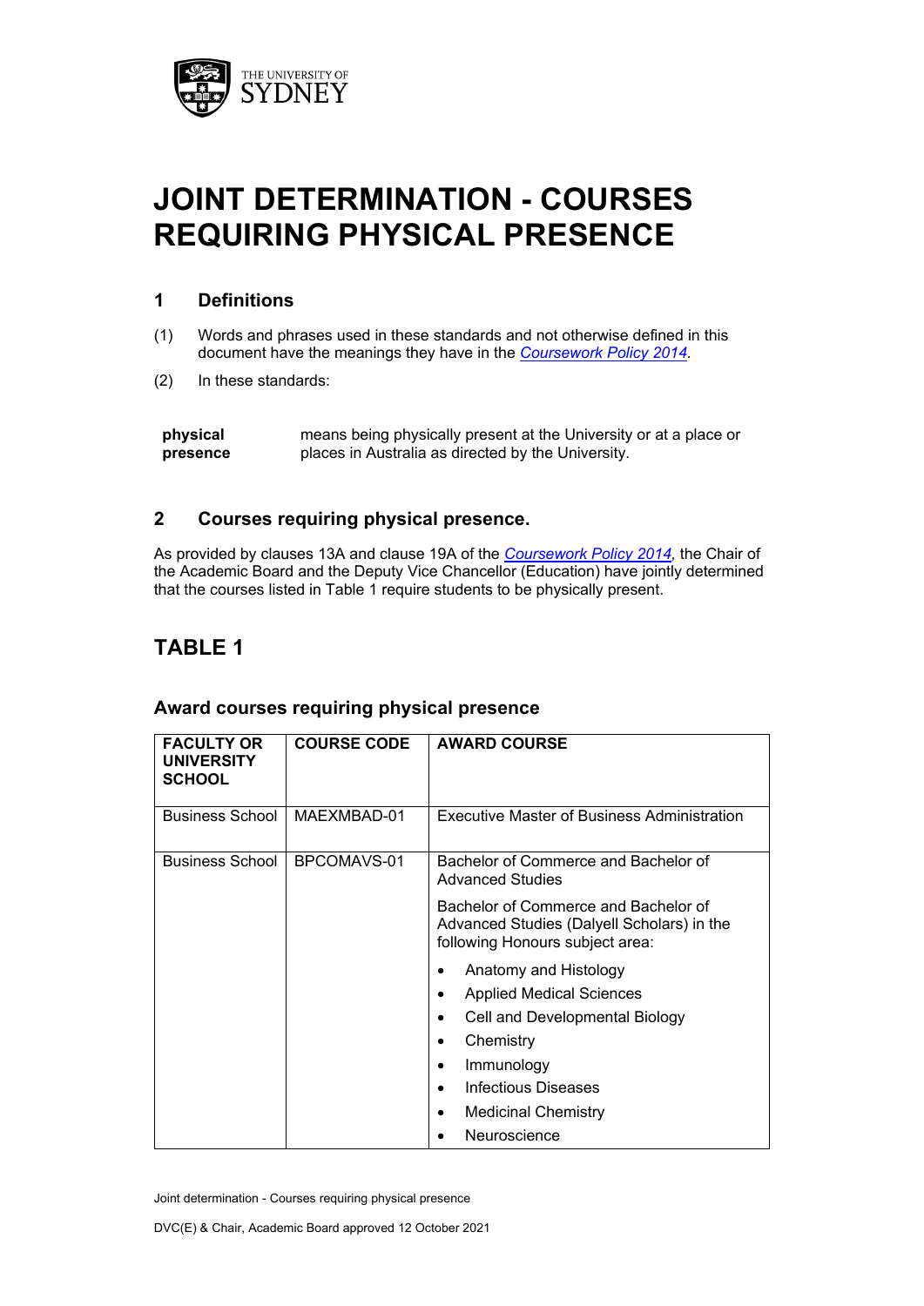# JOINT DETERMINATION - COURSES REQUIRING PHYSICAL PRESENCE

## 1 Definitions

(1) Words and phrases used in these standards and not otherwise defined in this document have the meanings they have in the *Coursework Policy 2014*.

(2) In these standards:

| | |
|---|---|
| **physical presence** | means being physically present at the University or at a place or places in Australia as directed by the University. |

## 2 Courses requiring physical presence.

As provided by clauses 13A and clause 19A of the *Coursework Policy 2014*, the Chair of the Academic Board and the Deputy Vice Chancellor (Education) have jointly determined that the courses listed in Table 1 require students to be physically present.

## TABLE 1

### Award courses requiring physical presence

| FACULTY OR UNIVERSITY SCHOOL | COURSE CODE | AWARD COURSE |
|---|---|---|
| Business School | MAEXMBAD-01 | Executive Master of Business Administration |
| Business School | BPCOMAVS-01 | Bachelor of Commerce and Bachelor of Advanced Studies<br><br>Bachelor of Commerce and Bachelor of Advanced Studies (Dalyell Scholars) in the following Honours subject area:<br><br>• Anatomy and Histology<br>• Applied Medical Sciences<br>• Cell and Developmental Biology<br>• Chemistry<br>• Immunology<br>• Infectious Diseases<br>• Medicinal Chemistry<br>• Neuroscience |

Joint determination - Courses requiring physical presence

DVC(E) & Chair, Academic Board approved 12 October 2021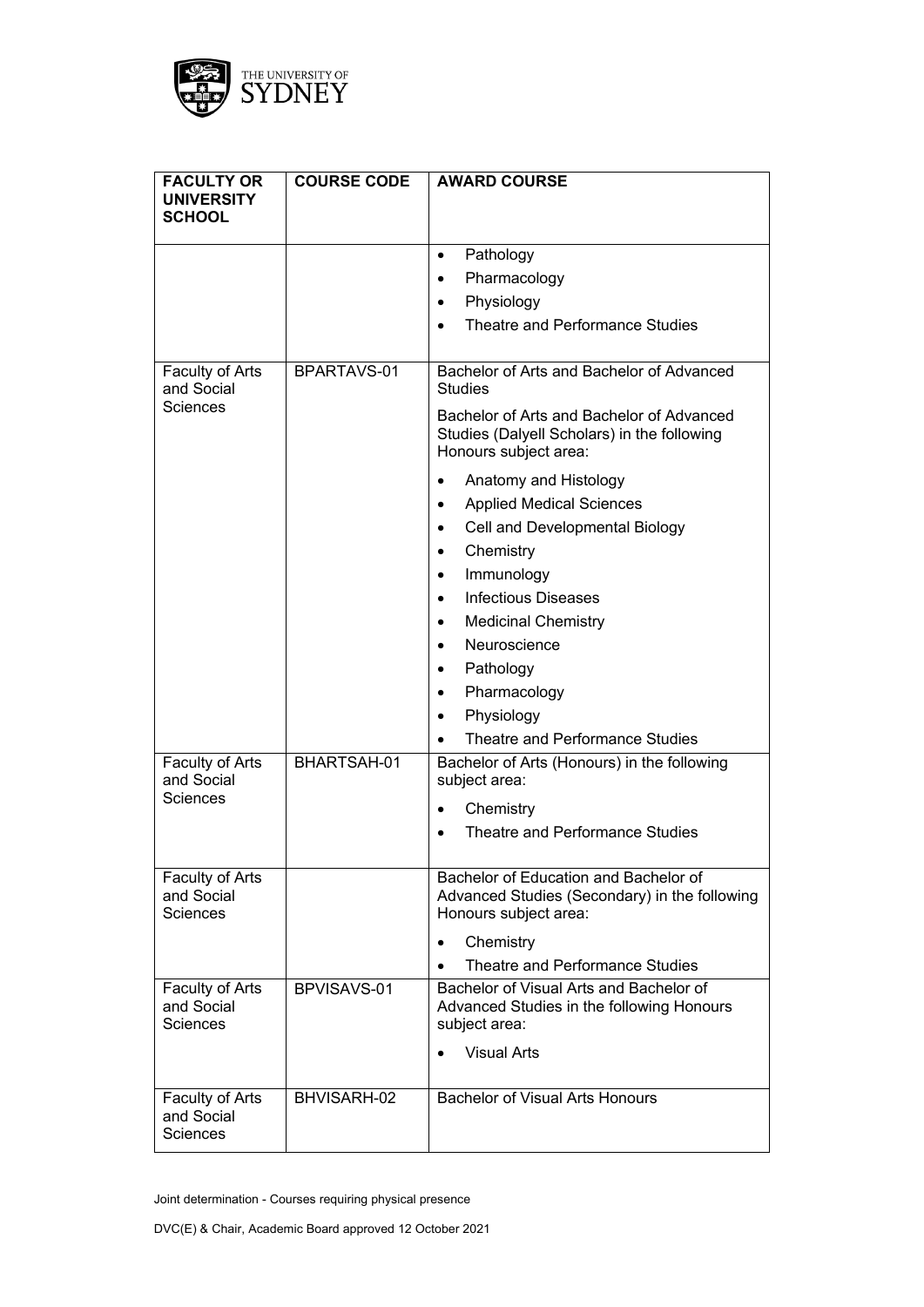| FACULTY OR UNIVERSITY SCHOOL | COURSE CODE | AWARD COURSE |
|---|---|---|
| | | • Pathology<br>• Pharmacology<br>• Physiology<br>• Theatre and Performance Studies |
| Faculty of Arts and Social Sciences | BPARTAVS-01 | Bachelor of Arts and Bachelor of Advanced Studies<br><br>Bachelor of Arts and Bachelor of Advanced Studies (Dalyell Scholars) in the following Honours subject area:<br>• Anatomy and Histology<br>• Applied Medical Sciences<br>• Cell and Developmental Biology<br>• Chemistry<br>• Immunology<br>• Infectious Diseases<br>• Medicinal Chemistry<br>• Neuroscience<br>• Pathology<br>• Pharmacology<br>• Physiology<br>• Theatre and Performance Studies |
| Faculty of Arts and Social Sciences | BHARTSAH-01 | Bachelor of Arts (Honours) in the following subject area:<br>• Chemistry<br>• Theatre and Performance Studies |
| Faculty of Arts and Social Sciences | | Bachelor of Education and Bachelor of Advanced Studies (Secondary) in the following Honours subject area:<br>• Chemistry<br>• Theatre and Performance Studies |
| Faculty of Arts and Social Sciences | BPVISAVS-01 | Bachelor of Visual Arts and Bachelor of Advanced Studies in the following Honours subject area:<br>• Visual Arts |
| Faculty of Arts and Social Sciences | BHVISARH-02 | Bachelor of Visual Arts Honours |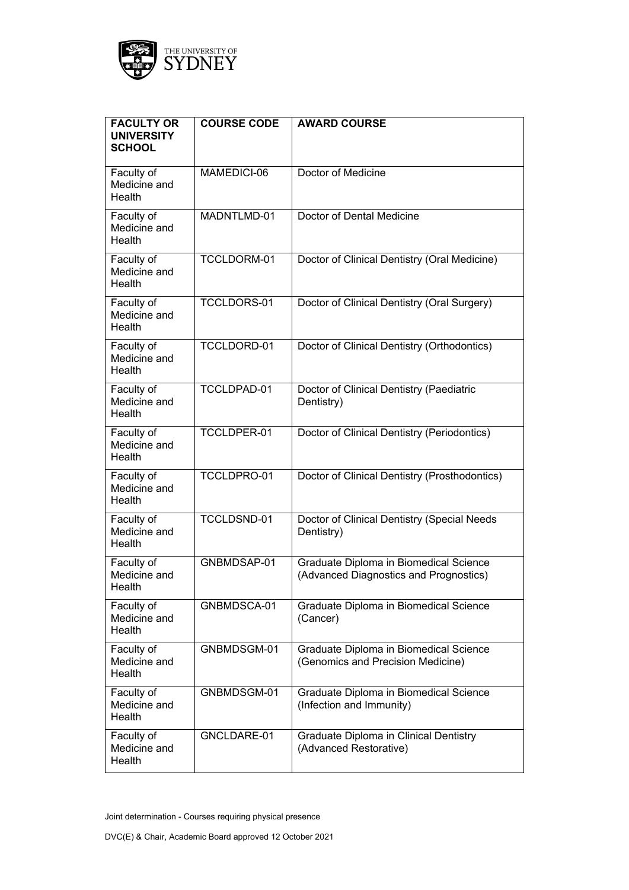| FACULTY OR UNIVERSITY SCHOOL | COURSE CODE | AWARD COURSE |
|---|---|---|
| Faculty of Medicine and Health | MAMEDICI-06 | Doctor of Medicine |
| Faculty of Medicine and Health | MADNTLMD-01 | Doctor of Dental Medicine |
| Faculty of Medicine and Health | TCCLDORM-01 | Doctor of Clinical Dentistry (Oral Medicine) |
| Faculty of Medicine and Health | TCCLDORS-01 | Doctor of Clinical Dentistry (Oral Surgery) |
| Faculty of Medicine and Health | TCCLDORD-01 | Doctor of Clinical Dentistry (Orthodontics) |
| Faculty of Medicine and Health | TCCLDPAD-01 | Doctor of Clinical Dentistry (Paediatric Dentistry) |
| Faculty of Medicine and Health | TCCLDPER-01 | Doctor of Clinical Dentistry (Periodontics) |
| Faculty of Medicine and Health | TCCLDPRO-01 | Doctor of Clinical Dentistry (Prosthodontics) |
| Faculty of Medicine and Health | TCCLDSND-01 | Doctor of Clinical Dentistry (Special Needs Dentistry) |
| Faculty of Medicine and Health | GNBMDSAP-01 | Graduate Diploma in Biomedical Science (Advanced Diagnostics and Prognostics) |
| Faculty of Medicine and Health | GNBMDSCA-01 | Graduate Diploma in Biomedical Science (Cancer) |
| Faculty of Medicine and Health | GNBMDSGM-01 | Graduate Diploma in Biomedical Science (Genomics and Precision Medicine) |
| Faculty of Medicine and Health | GNBMDSGM-01 | Graduate Diploma in Biomedical Science (Infection and Immunity) |
| Faculty of Medicine and Health | GNCLDARE-01 | Graduate Diploma in Clinical Dentistry (Advanced Restorative) |

Joint determination - Courses requiring physical presence

DVC(E) & Chair, Academic Board approved 12 October 2021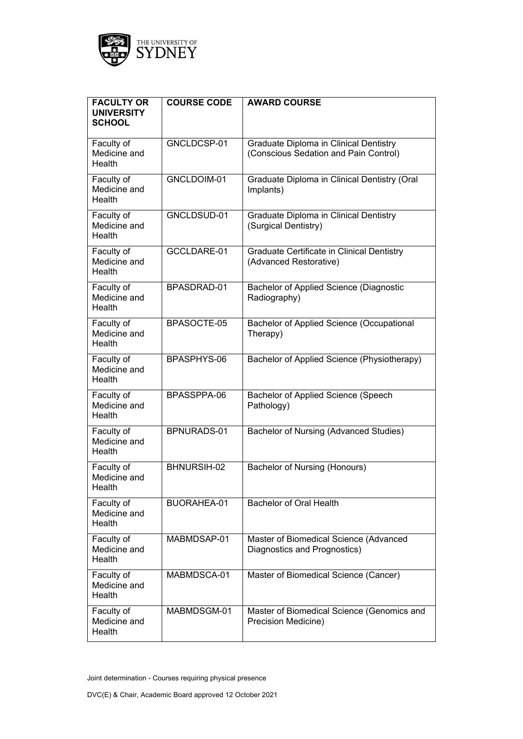| FACULTY OR UNIVERSITY SCHOOL | COURSE CODE | AWARD COURSE |
|---|---|---|
| Faculty of Medicine and Health | GNCLDCSP-01 | Graduate Diploma in Clinical Dentistry (Conscious Sedation and Pain Control) |
| Faculty of Medicine and Health | GNCLDOIM-01 | Graduate Diploma in Clinical Dentistry (Oral Implants) |
| Faculty of Medicine and Health | GNCLDSUD-01 | Graduate Diploma in Clinical Dentistry (Surgical Dentistry) |
| Faculty of Medicine and Health | GCCLDARE-01 | Graduate Certificate in Clinical Dentistry (Advanced Restorative) |
| Faculty of Medicine and Health | BPASDRAD-01 | Bachelor of Applied Science (Diagnostic Radiography) |
| Faculty of Medicine and Health | BPASOCTE-05 | Bachelor of Applied Science (Occupational Therapy) |
| Faculty of Medicine and Health | BPASPHYS-06 | Bachelor of Applied Science (Physiotherapy) |
| Faculty of Medicine and Health | BPASSPPA-06 | Bachelor of Applied Science (Speech Pathology) |
| Faculty of Medicine and Health | BPNURADS-01 | Bachelor of Nursing (Advanced Studies) |
| Faculty of Medicine and Health | BHNURSIH-02 | Bachelor of Nursing (Honours) |
| Faculty of Medicine and Health | BUORAHEA-01 | Bachelor of Oral Health |
| Faculty of Medicine and Health | MABMDSAP-01 | Master of Biomedical Science (Advanced Diagnostics and Prognostics) |
| Faculty of Medicine and Health | MABMDSCA-01 | Master of Biomedical Science (Cancer) |
| Faculty of Medicine and Health | MABMDSGM-01 | Master of Biomedical Science (Genomics and Precision Medicine) |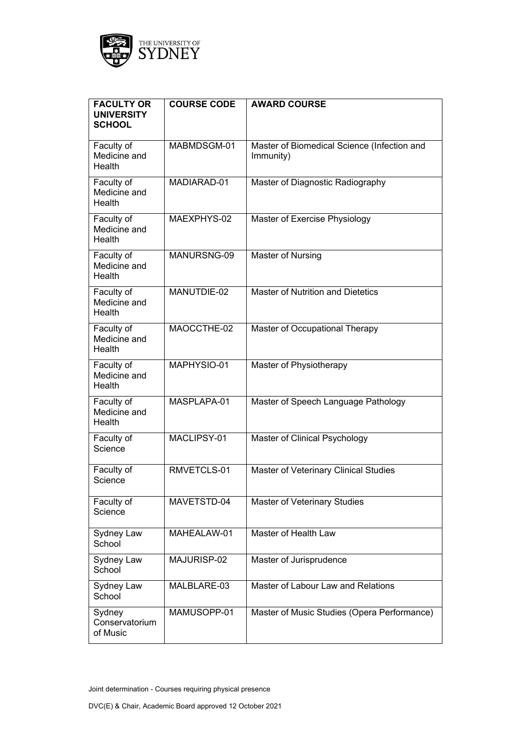| FACULTY OR UNIVERSITY SCHOOL | COURSE CODE | AWARD COURSE |
|---|---|---|
| Faculty of Medicine and Health | MABMDSGM-01 | Master of Biomedical Science (Infection and Immunity) |
| Faculty of Medicine and Health | MADIARAD-01 | Master of Diagnostic Radiography |
| Faculty of Medicine and Health | MAEXPHYS-02 | Master of Exercise Physiology |
| Faculty of Medicine and Health | MANURSNG-09 | Master of Nursing |
| Faculty of Medicine and Health | MANUTDIE-02 | Master of Nutrition and Dietetics |
| Faculty of Medicine and Health | MAOCCTHE-02 | Master of Occupational Therapy |
| Faculty of Medicine and Health | MAPHYSIO-01 | Master of Physiotherapy |
| Faculty of Medicine and Health | MASPLAPA-01 | Master of Speech Language Pathology |
| Faculty of Science | MACLIPSY-01 | Master of Clinical Psychology |
| Faculty of Science | RMVETCLS-01 | Master of Veterinary Clinical Studies |
| Faculty of Science | MAVETSTD-04 | Master of Veterinary Studies |
| Sydney Law School | MAHEALAW-01 | Master of Health Law |
| Sydney Law School | MAJURISP-02 | Master of Jurisprudence |
| Sydney Law School | MALBLARE-03 | Master of Labour Law and Relations |
| Sydney Conservatorium of Music | MAMUSOPP-01 | Master of Music Studies (Opera Performance) |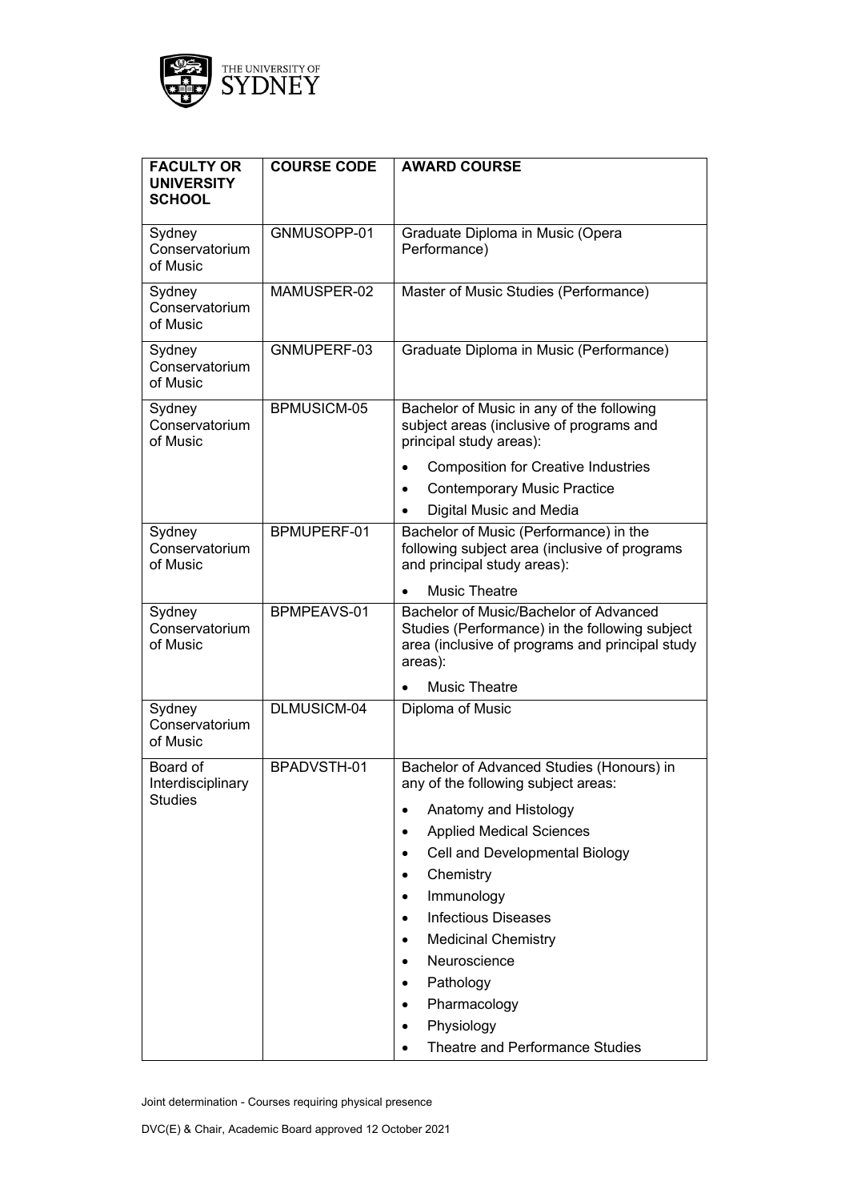| FACULTY OR UNIVERSITY SCHOOL | COURSE CODE | AWARD COURSE |
| --- | --- | --- |
| Sydney Conservatorium of Music | GNMUSOPP-01 | Graduate Diploma in Music (Opera Performance) |
| Sydney Conservatorium of Music | MAMUSPER-02 | Master of Music Studies (Performance) |
| Sydney Conservatorium of Music | GNMUPERF-03 | Graduate Diploma in Music (Performance) |
| Sydney Conservatorium of Music | BPMUSICM-05 | Bachelor of Music in any of the following subject areas (inclusive of programs and principal study areas):<br>• Composition for Creative Industries<br>• Contemporary Music Practice<br>• Digital Music and Media |
| Sydney Conservatorium of Music | BPMUPERF-01 | Bachelor of Music (Performance) in the following subject area (inclusive of programs and principal study areas):<br>• Music Theatre |
| Sydney Conservatorium of Music | BPMPEAVS-01 | Bachelor of Music/Bachelor of Advanced Studies (Performance) in the following subject area (inclusive of programs and principal study areas):<br>• Music Theatre |
| Sydney Conservatorium of Music | DLMUSICM-04 | Diploma of Music |
| Board of Interdisciplinary Studies | BPADVSTH-01 | Bachelor of Advanced Studies (Honours) in any of the following subject areas:<br>• Anatomy and Histology<br>• Applied Medical Sciences<br>• Cell and Developmental Biology<br>• Chemistry<br>• Immunology<br>• Infectious Diseases<br>• Medicinal Chemistry<br>• Neuroscience<br>• Pathology<br>• Pharmacology<br>• Physiology<br>• Theatre and Performance Studies |

Joint determination - Courses requiring physical presence

DVC(E) & Chair, Academic Board approved 12 October 2021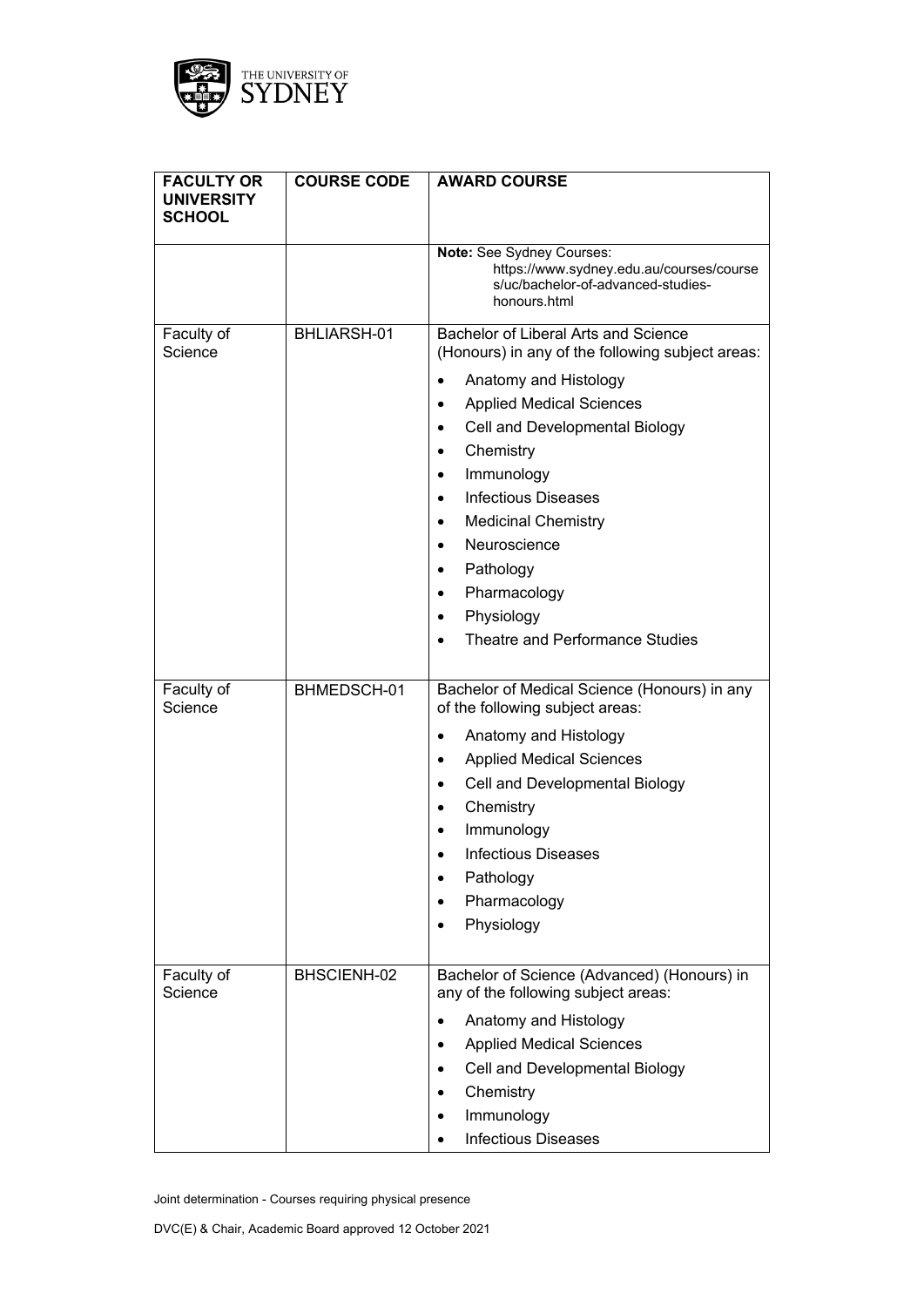| FACULTY OR UNIVERSITY SCHOOL | COURSE CODE | AWARD COURSE |
|---|---|---|
| | | **Note:** See Sydney Courses: https://www.sydney.edu.au/courses/courses/uc/bachelor-of-advanced-studies-honours.html |
| Faculty of Science | BHLIARSH-01 | Bachelor of Liberal Arts and Science (Honours) in any of the following subject areas:<br>• Anatomy and Histology<br>• Applied Medical Sciences<br>• Cell and Developmental Biology<br>• Chemistry<br>• Immunology<br>• Infectious Diseases<br>• Medicinal Chemistry<br>• Neuroscience<br>• Pathology<br>• Pharmacology<br>• Physiology<br>• Theatre and Performance Studies |
| Faculty of Science | BHMEDSCH-01 | Bachelor of Medical Science (Honours) in any of the following subject areas:<br>• Anatomy and Histology<br>• Applied Medical Sciences<br>• Cell and Developmental Biology<br>• Chemistry<br>• Immunology<br>• Infectious Diseases<br>• Pathology<br>• Pharmacology<br>• Physiology |
| Faculty of Science | BHSCIENH-02 | Bachelor of Science (Advanced) (Honours) in any of the following subject areas:<br>• Anatomy and Histology<br>• Applied Medical Sciences<br>• Cell and Developmental Biology<br>• Chemistry<br>• Immunology<br>• Infectious Diseases |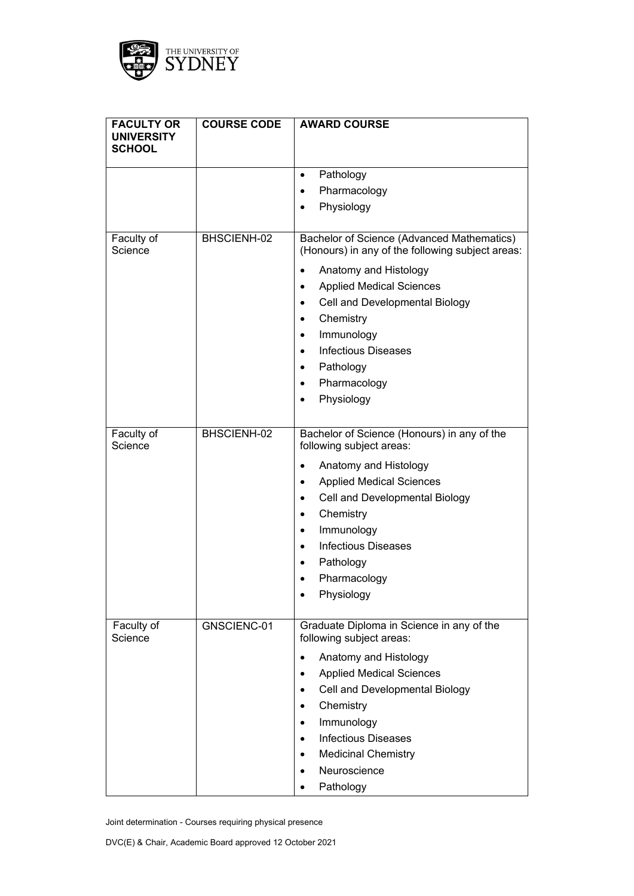| FACULTY OR UNIVERSITY SCHOOL | COURSE CODE | AWARD COURSE |
|---|---|---|
| | | • Pathology<br>• Pharmacology<br>• Physiology |
| Faculty of Science | BHSCIENH-02 | Bachelor of Science (Advanced Mathematics) (Honours) in any of the following subject areas:<br>• Anatomy and Histology<br>• Applied Medical Sciences<br>• Cell and Developmental Biology<br>• Chemistry<br>• Immunology<br>• Infectious Diseases<br>• Pathology<br>• Pharmacology<br>• Physiology |
| Faculty of Science | BHSCIENH-02 | Bachelor of Science (Honours) in any of the following subject areas:<br>• Anatomy and Histology<br>• Applied Medical Sciences<br>• Cell and Developmental Biology<br>• Chemistry<br>• Immunology<br>• Infectious Diseases<br>• Pathology<br>• Pharmacology<br>• Physiology |
| Faculty of Science | GNSCIENC-01 | Graduate Diploma in Science in any of the following subject areas:<br>• Anatomy and Histology<br>• Applied Medical Sciences<br>• Cell and Developmental Biology<br>• Chemistry<br>• Immunology<br>• Infectious Diseases<br>• Medicinal Chemistry<br>• Neuroscience<br>• Pathology |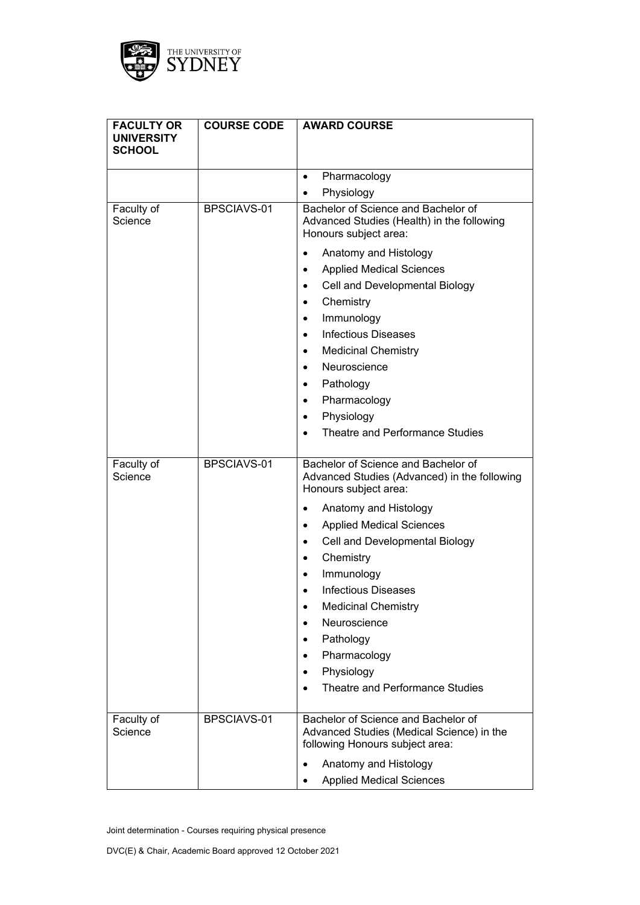| FACULTY OR UNIVERSITY SCHOOL | COURSE CODE | AWARD COURSE |
|---|---|---|
| | | • Pharmacology<br>• Physiology |
| Faculty of Science | BPSCIAVS-01 | Bachelor of Science and Bachelor of Advanced Studies (Health) in the following Honours subject area:<br>• Anatomy and Histology<br>• Applied Medical Sciences<br>• Cell and Developmental Biology<br>• Chemistry<br>• Immunology<br>• Infectious Diseases<br>• Medicinal Chemistry<br>• Neuroscience<br>• Pathology<br>• Pharmacology<br>• Physiology<br>• Theatre and Performance Studies |
| Faculty of Science | BPSCIAVS-01 | Bachelor of Science and Bachelor of Advanced Studies (Advanced) in the following Honours subject area:<br>• Anatomy and Histology<br>• Applied Medical Sciences<br>• Cell and Developmental Biology<br>• Chemistry<br>• Immunology<br>• Infectious Diseases<br>• Medicinal Chemistry<br>• Neuroscience<br>• Pathology<br>• Pharmacology<br>• Physiology<br>• Theatre and Performance Studies |
| Faculty of Science | BPSCIAVS-01 | Bachelor of Science and Bachelor of Advanced Studies (Medical Science) in the following Honours subject area:<br>• Anatomy and Histology<br>• Applied Medical Sciences |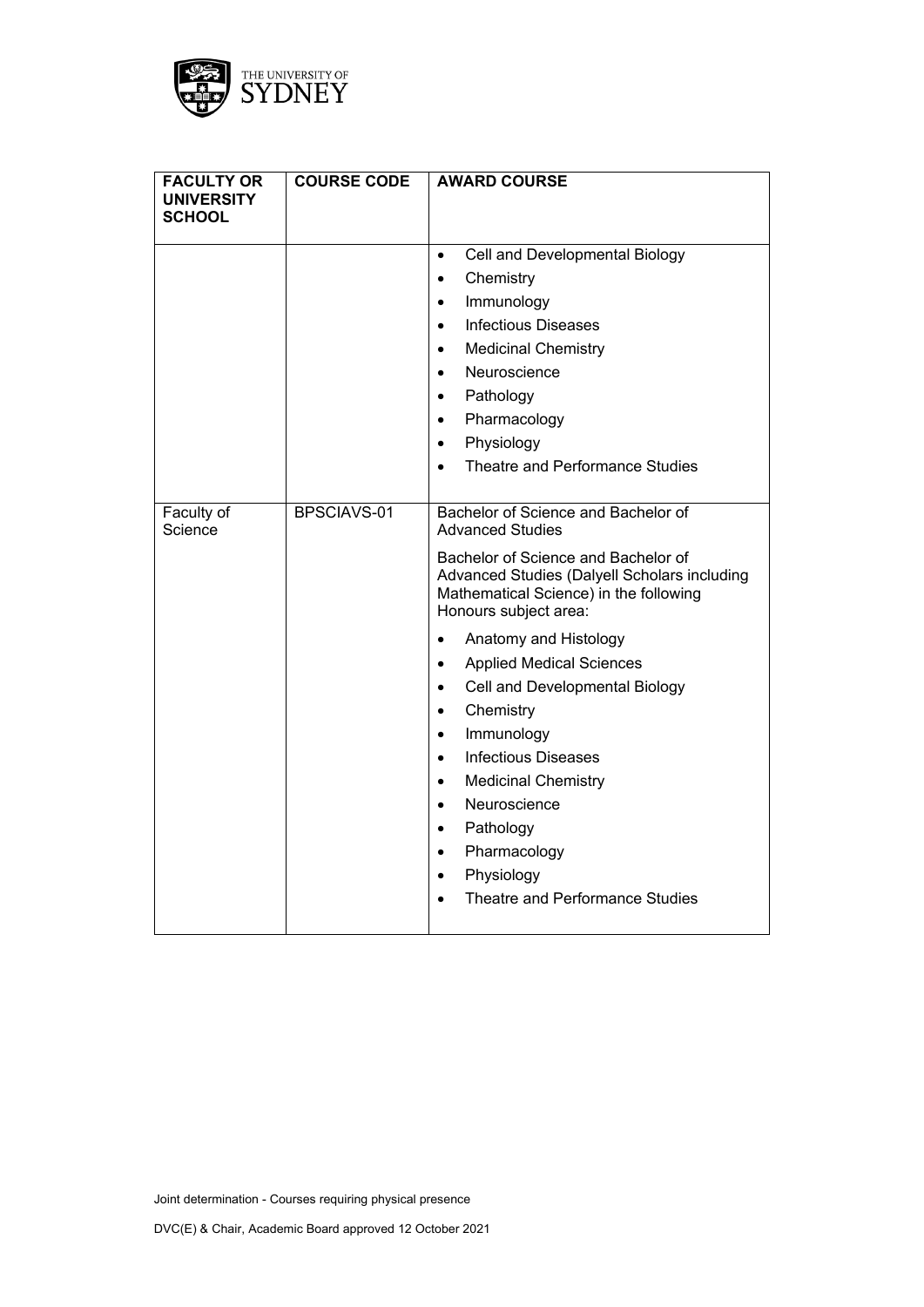| FACULTY OR UNIVERSITY SCHOOL | COURSE CODE | AWARD COURSE |
|---|---|---|
| | | • Cell and Developmental Biology<br>• Chemistry<br>• Immunology<br>• Infectious Diseases<br>• Medicinal Chemistry<br>• Neuroscience<br>• Pathology<br>• Pharmacology<br>• Physiology<br>• Theatre and Performance Studies |
| Faculty of Science | BPSCIAVS-01 | Bachelor of Science and Bachelor of Advanced Studies<br><br>Bachelor of Science and Bachelor of Advanced Studies (Dalyell Scholars including Mathematical Science) in the following Honours subject area:<br><br>• Anatomy and Histology<br>• Applied Medical Sciences<br>• Cell and Developmental Biology<br>• Chemistry<br>• Immunology<br>• Infectious Diseases<br>• Medicinal Chemistry<br>• Neuroscience<br>• Pathology<br>• Pharmacology<br>• Physiology<br>• Theatre and Performance Studies |